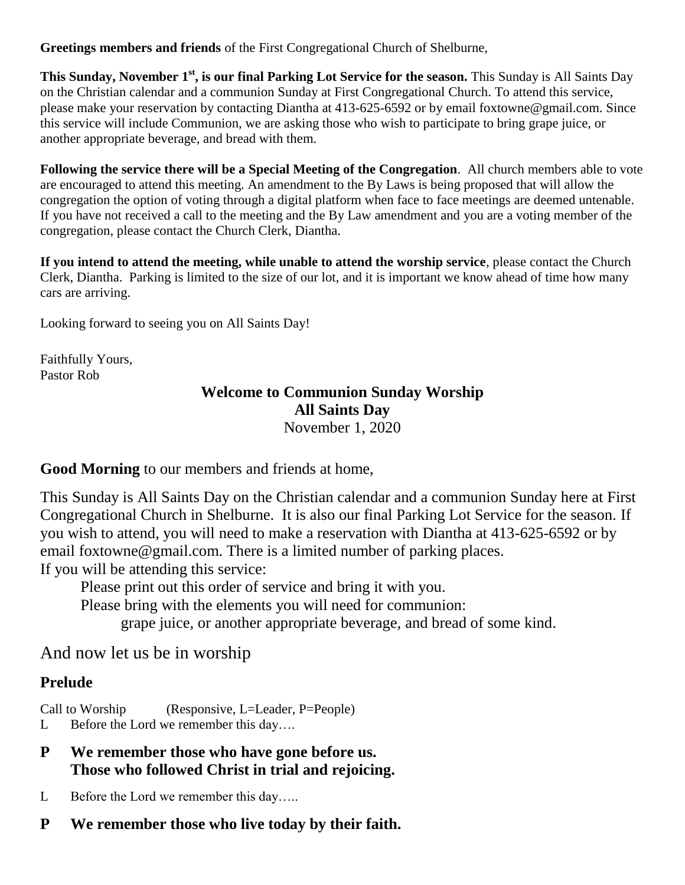**Greetings members and friends** of the First Congregational Church of Shelburne,

**This Sunday, November 1st, is our final Parking Lot Service for the season.** This Sunday is All Saints Day on the Christian calendar and a communion Sunday at First Congregational Church. To attend this service, please make your reservation by contacting Diantha at 413-625-6592 or by email foxtowne@gmail.com. Since this service will include Communion, we are asking those who wish to participate to bring grape juice, or another appropriate beverage, and bread with them.

**Following the service there will be a Special Meeting of the Congregation**. All church members able to vote are encouraged to attend this meeting. An amendment to the By Laws is being proposed that will allow the congregation the option of voting through a digital platform when face to face meetings are deemed untenable. If you have not received a call to the meeting and the By Law amendment and you are a voting member of the congregation, please contact the Church Clerk, Diantha.

**If you intend to attend the meeting, while unable to attend the worship service**, please contact the Church Clerk, Diantha. Parking is limited to the size of our lot, and it is important we know ahead of time how many cars are arriving.

Looking forward to seeing you on All Saints Day!

Faithfully Yours,
Pastor Rob

## Welcome to Communion Sunday Worship
## All Saints Day
November 1, 2020

**Good Morning** to our members and friends at home,

This Sunday is All Saints Day on the Christian calendar and a communion Sunday here at First Congregational Church in Shelburne. It is also our final Parking Lot Service for the season. If you wish to attend, you will need to make a reservation with Diantha at 413-625-6592 or by email foxtowne@gmail.com. There is a limited number of parking places.
If you will be attending this service:

Please print out this order of service and bring it with you.
Please bring with the elements you will need for communion:
grape juice, or another appropriate beverage, and bread of some kind.

And now let us be in worship

### Prelude

Call to Worship (Responsive, L=Leader, P=People)

L Before the Lord we remember this day….

**P We remember those who have gone before us.
Those who followed Christ in trial and rejoicing.**

L Before the Lord we remember this day…..

**P We remember those who live today by their faith.**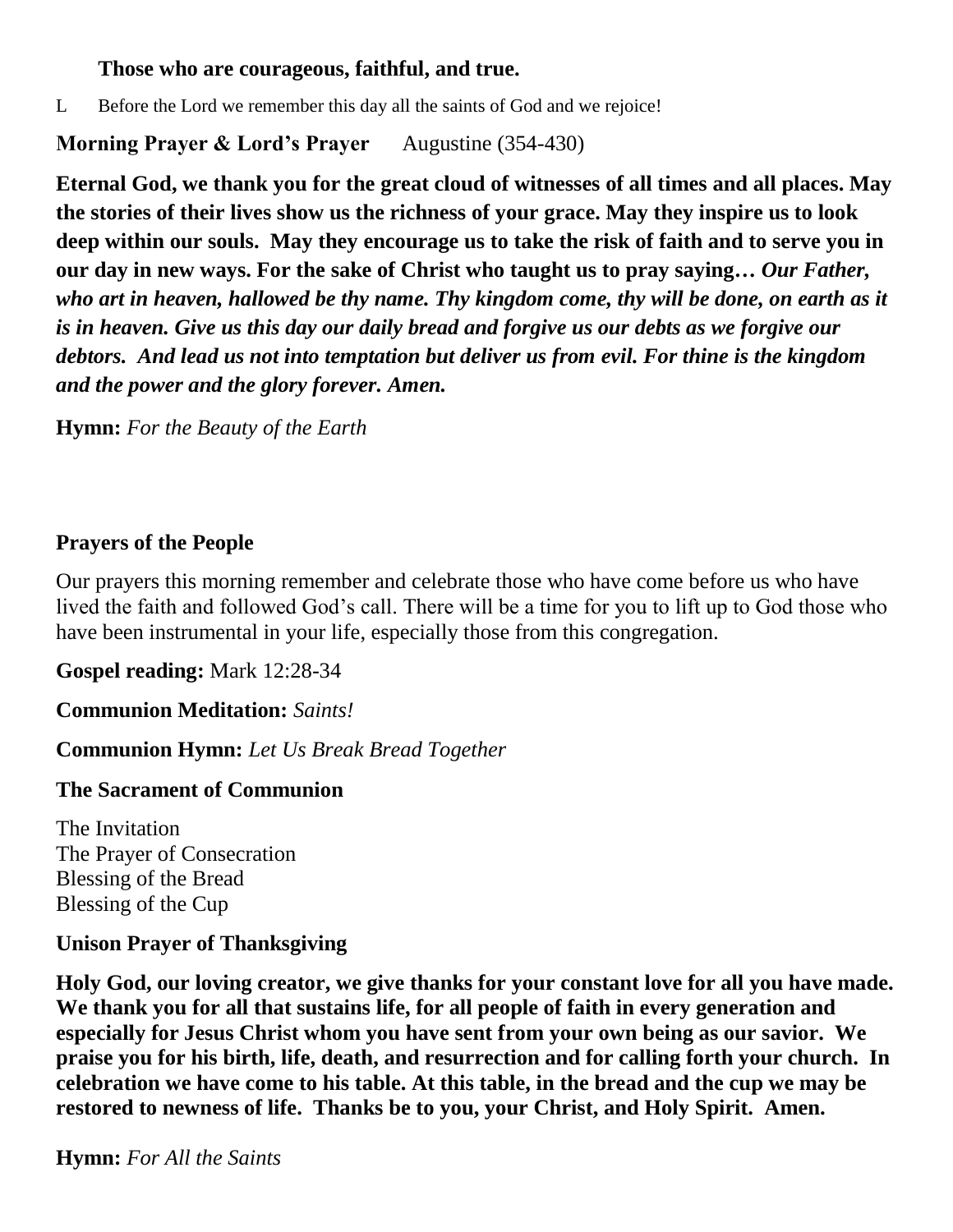**Those who are courageous, faithful, and true.**

L Before the Lord we remember this day all the saints of God and we rejoice!

**Morning Prayer & Lord's Prayer** Augustine (354-430)

**Eternal God, we thank you for the great cloud of witnesses of all times and all places. May the stories of their lives show us the richness of your grace. May they inspire us to look deep within our souls. May they encourage us to take the risk of faith and to serve you in our day in new ways. For the sake of Christ who taught us to pray saying…** ***Our Father, who art in heaven, hallowed be thy name. Thy kingdom come, thy will be done, on earth as it is in heaven. Give us this day our daily bread and forgive us our debts as we forgive our debtors. And lead us not into temptation but deliver us from evil. For thine is the kingdom and the power and the glory forever. Amen.***

**Hymn:** *For the Beauty of the Earth*

**Prayers of the People**

Our prayers this morning remember and celebrate those who have come before us who have lived the faith and followed God's call. There will be a time for you to lift up to God those who have been instrumental in your life, especially those from this congregation.

**Gospel reading:** Mark 12:28-34

**Communion Meditation:** *Saints!*

**Communion Hymn:** *Let Us Break Bread Together*

**The Sacrament of Communion**

The Invitation
The Prayer of Consecration
Blessing of the Bread
Blessing of the Cup

**Unison Prayer of Thanksgiving**

**Holy God, our loving creator, we give thanks for your constant love for all you have made. We thank you for all that sustains life, for all people of faith in every generation and especially for Jesus Christ whom you have sent from your own being as our savior. We praise you for his birth, life, death, and resurrection and for calling forth your church. In celebration we have come to his table. At this table, in the bread and the cup we may be restored to newness of life. Thanks be to you, your Christ, and Holy Spirit. Amen.**

**Hymn:** *For All the Saints*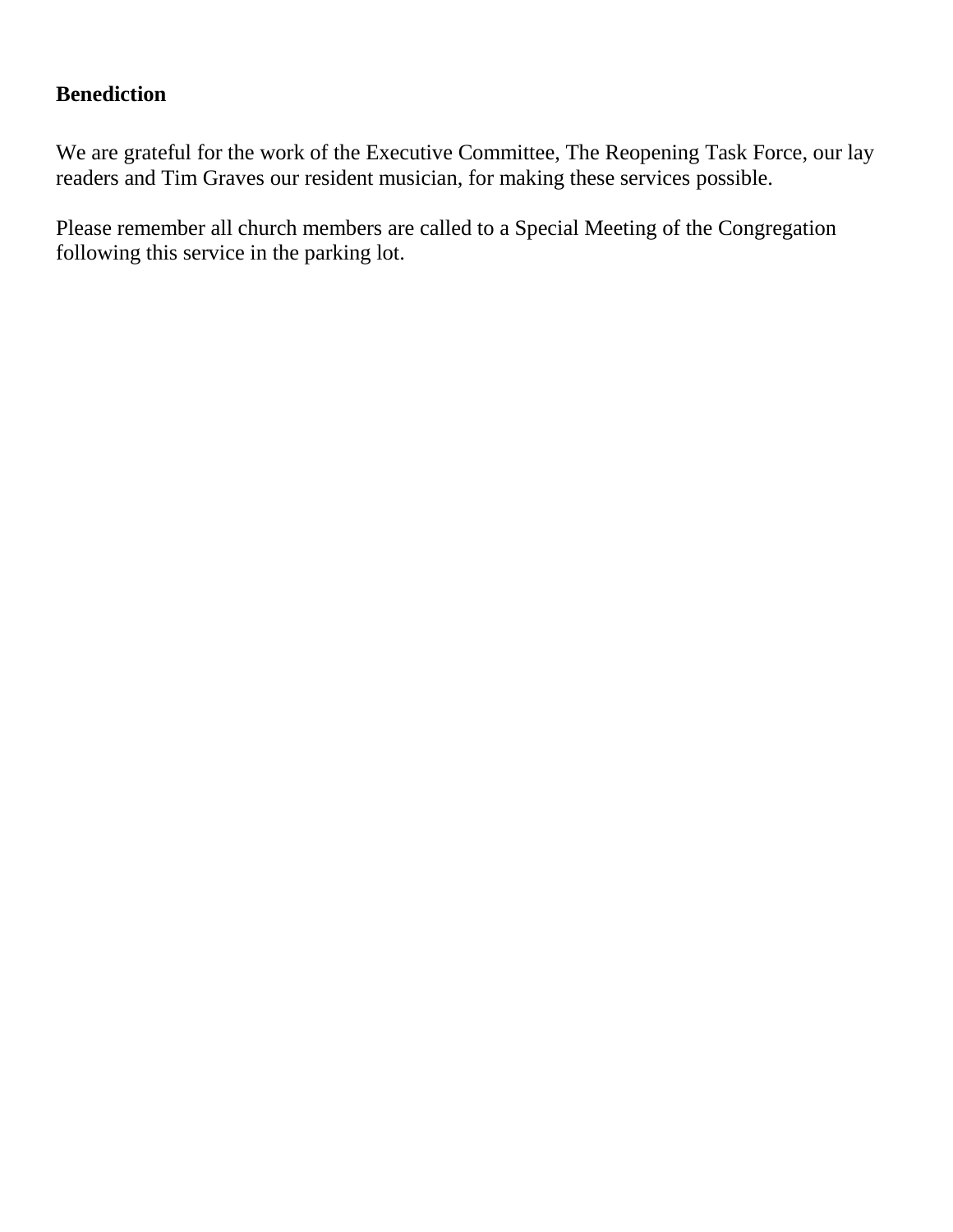**Benediction**

We are grateful for the work of the Executive Committee, The Reopening Task Force, our lay readers and Tim Graves our resident musician, for making these services possible.

Please remember all church members are called to a Special Meeting of the Congregation following this service in the parking lot.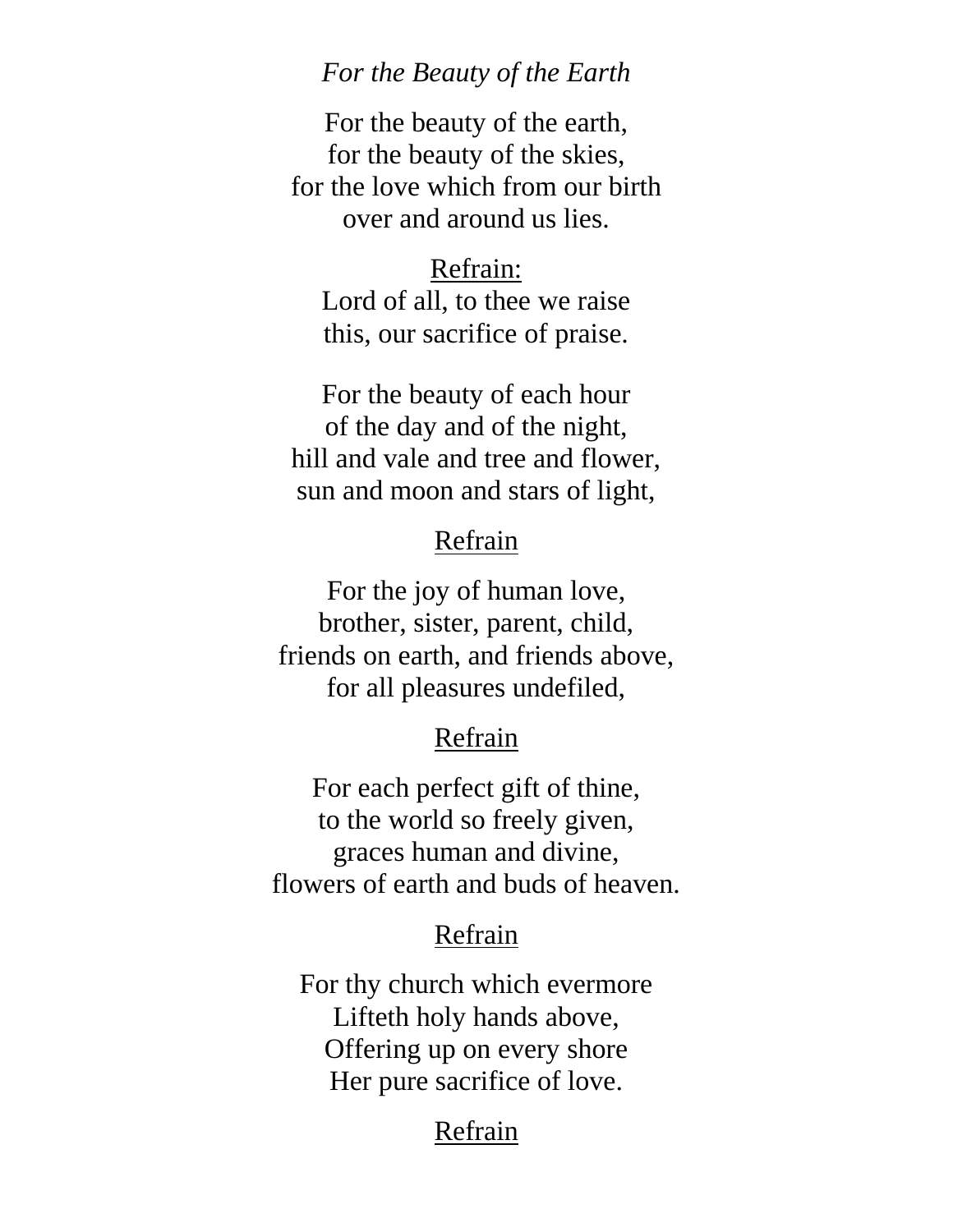*For the Beauty of the Earth*

For the beauty of the earth,  
for the beauty of the skies,  
for the love which from our birth  
over and around us lies.

Refrain:  
Lord of all, to thee we raise  
this, our sacrifice of praise.

For the beauty of each hour  
of the day and of the night,  
hill and vale and tree and flower,  
sun and moon and stars of light,

Refrain

For the joy of human love,  
brother, sister, parent, child,  
friends on earth, and friends above,  
for all pleasures undefiled,

Refrain

For each perfect gift of thine,  
to the world so freely given,  
graces human and divine,  
flowers of earth and buds of heaven.

Refrain

For thy church which evermore  
Lifteth holy hands above,  
Offering up on every shore  
Her pure sacrifice of love.

Refrain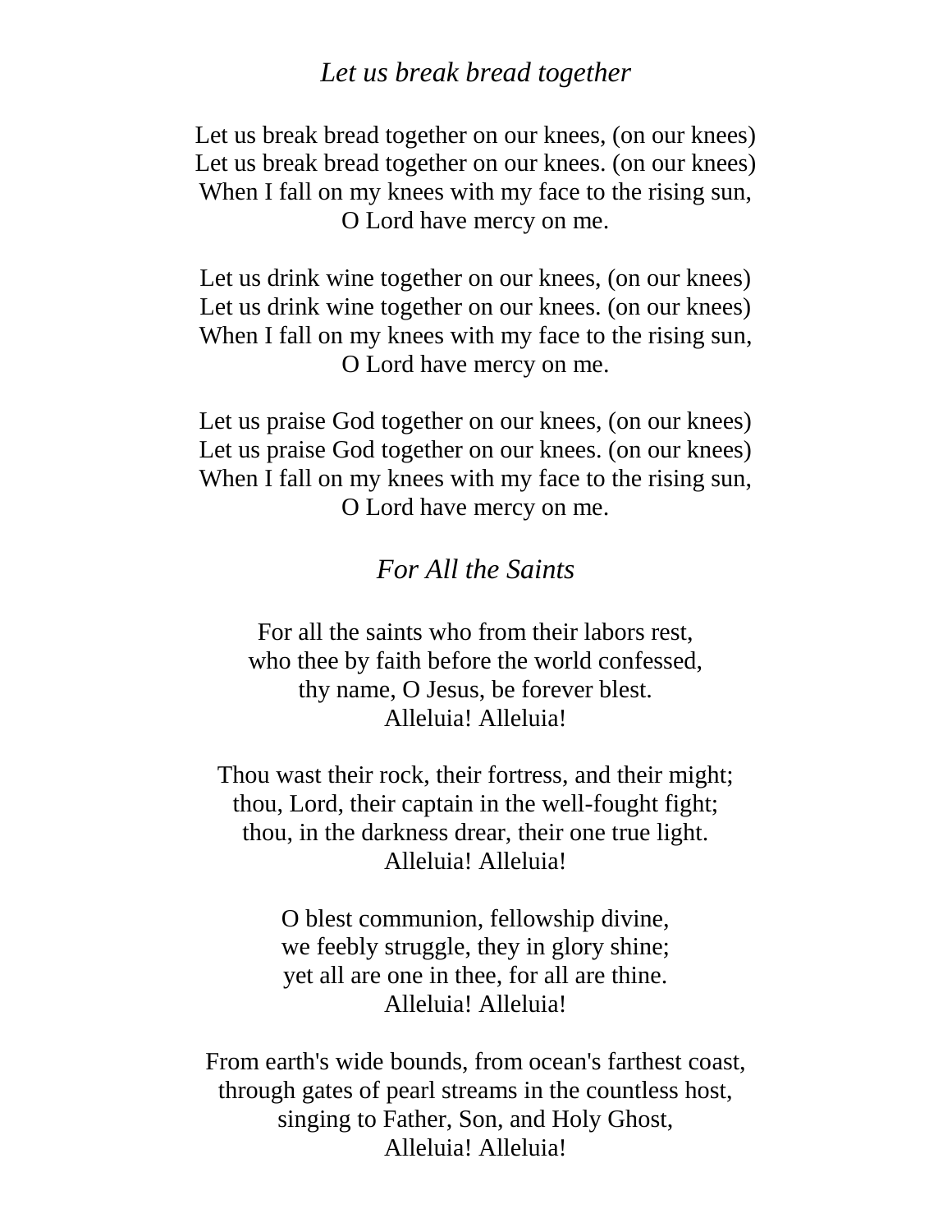*Let us break bread together*

Let us break bread together on our knees, (on our knees)
Let us break bread together on our knees. (on our knees)
When I fall on my knees with my face to the rising sun,
O Lord have mercy on me.

Let us drink wine together on our knees, (on our knees)
Let us drink wine together on our knees. (on our knees)
When I fall on my knees with my face to the rising sun,
O Lord have mercy on me.

Let us praise God together on our knees, (on our knees)
Let us praise God together on our knees. (on our knees)
When I fall on my knees with my face to the rising sun,
O Lord have mercy on me.

*For All the Saints*

For all the saints who from their labors rest,
who thee by faith before the world confessed,
thy name, O Jesus, be forever blest.
Alleluia! Alleluia!

Thou wast their rock, their fortress, and their might;
thou, Lord, their captain in the well-fought fight;
thou, in the darkness drear, their one true light.
Alleluia! Alleluia!

O blest communion, fellowship divine,
we feebly struggle, they in glory shine;
yet all are one in thee, for all are thine.
Alleluia! Alleluia!

From earth's wide bounds, from ocean's farthest coast,
through gates of pearl streams in the countless host,
singing to Father, Son, and Holy Ghost,
Alleluia! Alleluia!